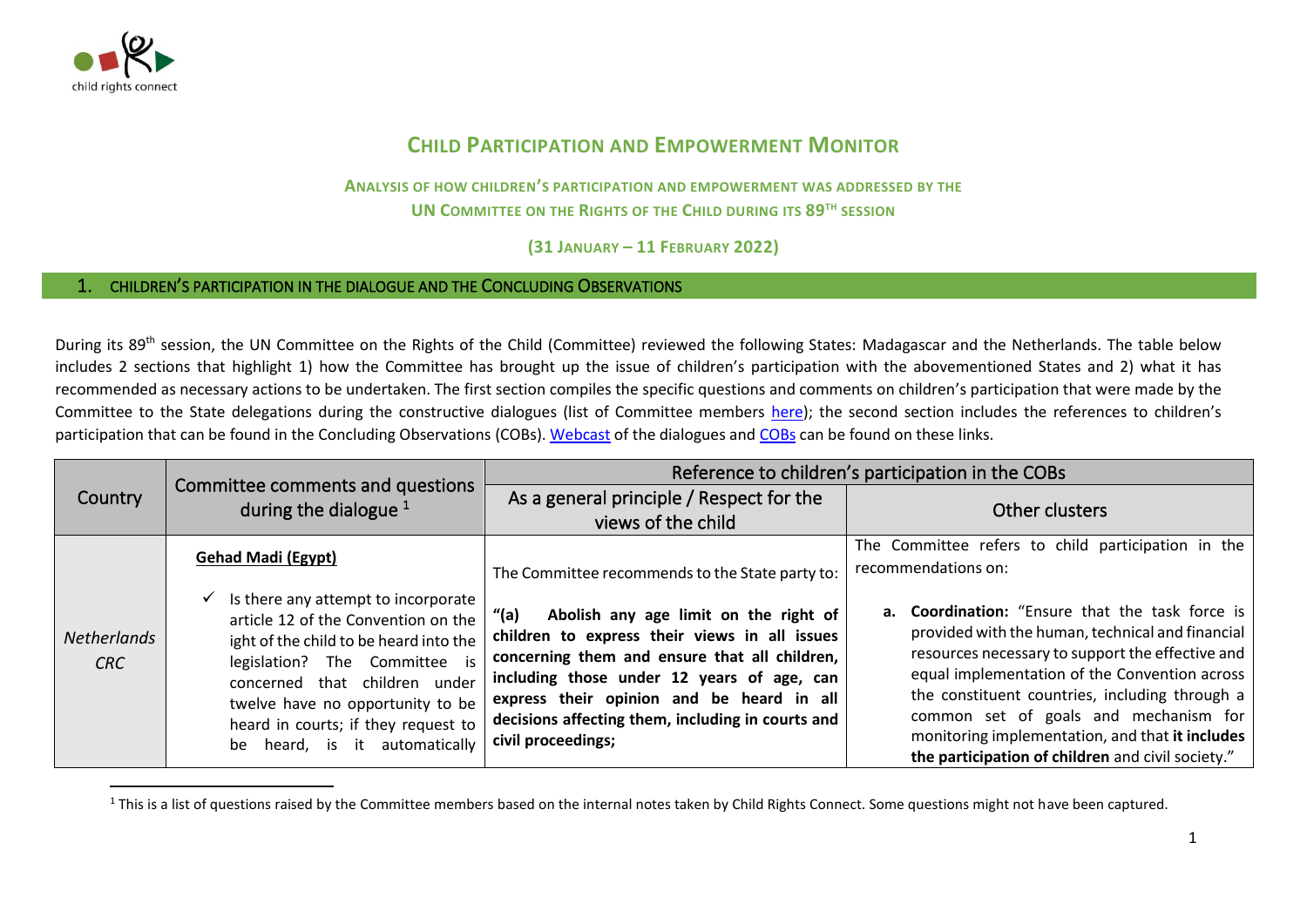# CHILD PARTICIPATION AND EMPOWERMENT MONITOR

### ANALYSIS OF HOW CHILDREN'S PARTICIPATION AND EMPOWERMENT WAS ADDRESSED BY THE UN COMMITTEE ON THE RIGHTS OF THE CHILD DURING ITS 89TH SESSION

### (31 JANUARY – 11 FEBRUARY 2022)

## 1. CHILDREN'S PARTICIPATION IN THE DIALOGUE AND THE CONCLUDING OBSERVATIONS

During its 89th session, the UN Committee on the Rights of the Child (Committee) reviewed the following States: Madagascar and the Netherlands. The table below includes 2 sections that highlight 1) how the Committee has brought up the issue of children's participation with the abovementioned States and 2) what it has recommended as necessary actions to be undertaken. The first section compiles the specific questions and comments on children's participation that were made by the Committee to the State delegations during the constructive dialogues (list of Committee members [here](here)); the second section includes the references to children's participation that can be found in the Concluding Observations (COBs). [Webcast](Webcast) of the dialogues and [COBs](COBs) can be found on these links.

| Country | Committee comments and questions during the dialogue [1] | Reference to children's participation in the COBs | |
|---|---|---|---|
| | | As a general principle / Respect for the views of the child | Other clusters |
| *Netherlands CRC* | **Gehad Madi (Egypt)**<br><br>✓ Is there any attempt to incorporate article 12 of the Convention on the ight of the child to be heard into the legislation? The Committee is concerned that children under twelve have no opportunity to be heard in courts; if they request to be heard, is it automatically | The Committee recommends to the State party to:<br><br>**"(a) Abolish any age limit on the right of children to express their views in all issues concerning them and ensure that all children, including those under 12 years of age, can express their opinion and be heard in all decisions affecting them, including in courts and civil proceedings;** | The Committee refers to child participation in the recommendations on:<br><br>a. **Coordination:** "Ensure that the task force is provided with the human, technical and financial resources necessary to support the effective and equal implementation of the Convention across the constituent countries, including through a common set of goals and mechanism for monitoring implementation, and that **it includes the participation of children** and civil society." |

[1] This is a list of questions raised by the Committee members based on the internal notes taken by Child Rights Connect. Some questions might not have been captured.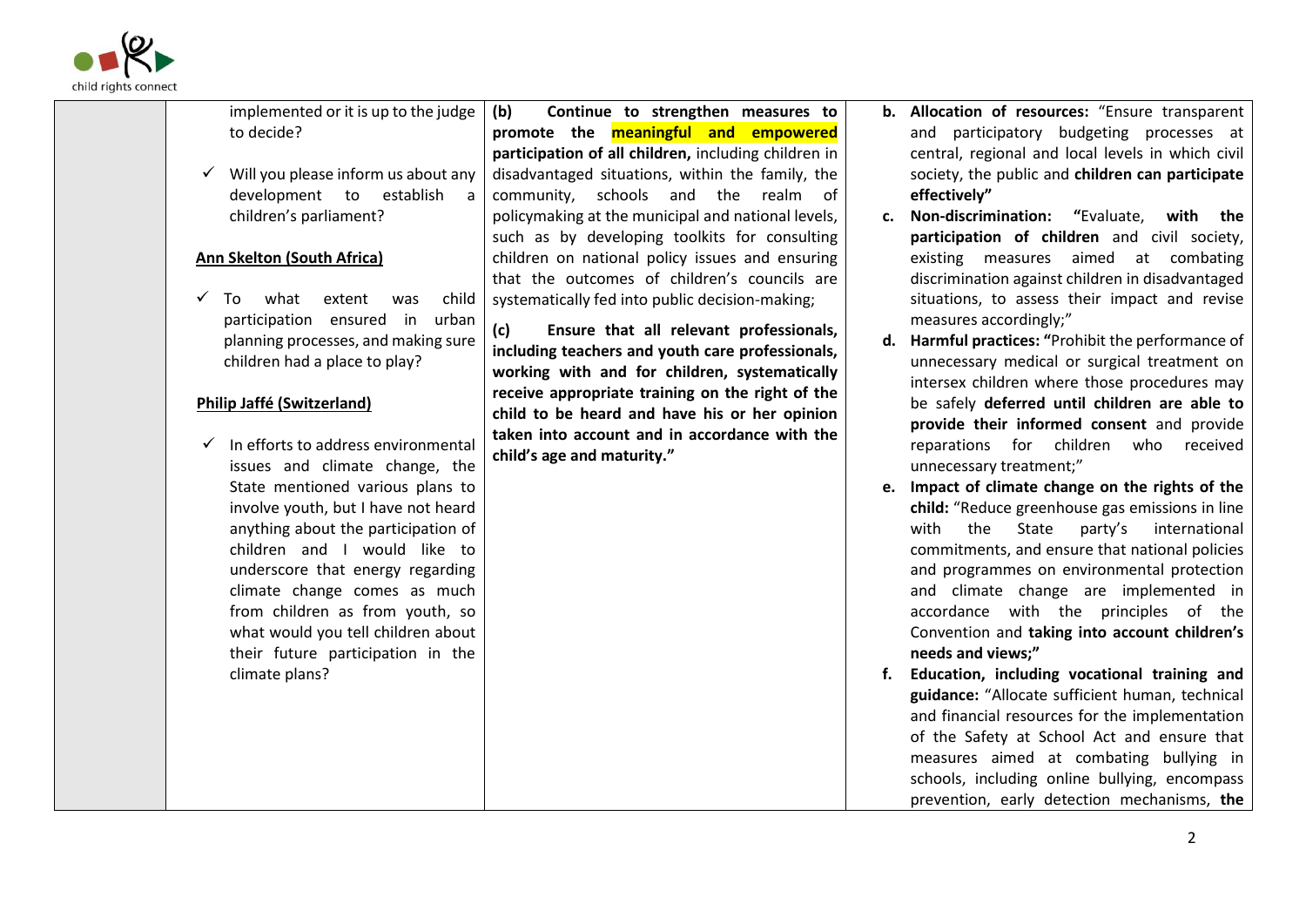| | | | |
|---|---|---|---|
| | implemented or it is up to the judge to decide?<br><br>✓ Will you please inform us about any development to establish a children's parliament?<br><br>**Ann Skelton (South Africa)**<br><br>✓ To what extent was child participation ensured in urban planning processes, and making sure children had a place to play?<br><br>**Philip Jaffé (Switzerland)**<br><br>✓ In efforts to address environmental issues and climate change, the State mentioned various plans to involve youth, but I have not heard anything about the participation of children and I would like to underscore that energy regarding climate change comes as much from children as from youth, so what would you tell children about their future participation in the climate plans? | **(b) Continue to strengthen measures to promote the meaningful and empowered participation of all children,** including children in disadvantaged situations, within the family, the community, schools and the realm of policymaking at the municipal and national levels, such as by developing toolkits for consulting children on national policy issues and ensuring that the outcomes of children's councils are systematically fed into public decision-making;<br><br>**(c) Ensure that all relevant professionals, including teachers and youth care professionals, working with and for children, systematically receive appropriate training on the right of the child to be heard and have his or her opinion taken into account and in accordance with the child's age and maturity."** | **b. Allocation of resources:** "Ensure transparent and participatory budgeting processes at central, regional and local levels in which civil society, the public and **children can participate effectively"**<br>**c. Non-discrimination: "**Evaluate, **with the participation of children** and civil society, existing measures aimed at combating discrimination against children in disadvantaged situations, to assess their impact and revise measures accordingly;"<br>**d. Harmful practices: "**Prohibit the performance of unnecessary medical or surgical treatment on intersex children where those procedures may be safely **deferred until children are able to provide their informed consent** and provide reparations for children who received unnecessary treatment;"<br>**e. Impact of climate change on the rights of the child:** "Reduce greenhouse gas emissions in line with the State party's international commitments, and ensure that national policies and programmes on environmental protection and climate change are implemented in accordance with the principles of the Convention and **taking into account children's needs and views;"**<br>**f. Education, including vocational training and guidance:** "Allocate sufficient human, technical and financial resources for the implementation of the Safety at School Act and ensure that measures aimed at combating bullying in schools, including online bullying, encompass prevention, early detection mechanisms, **the** |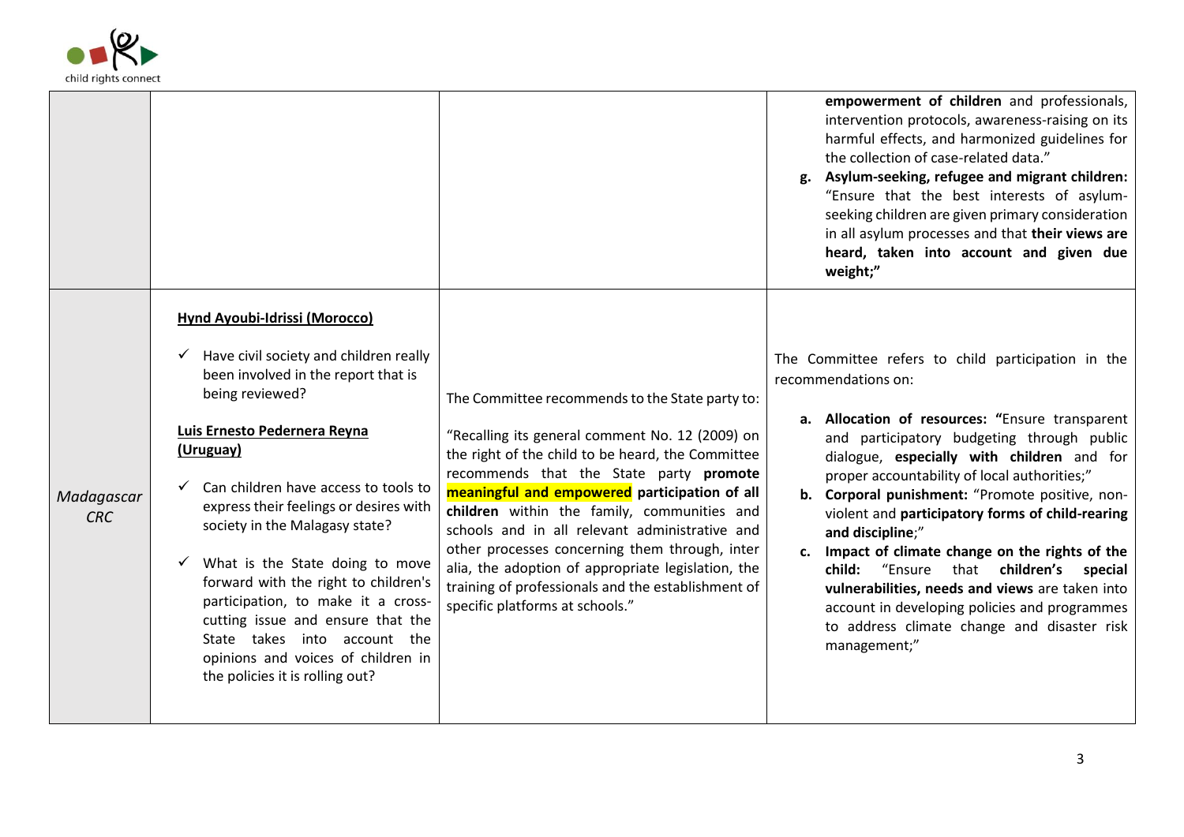| | | | |
|---|---|---|---|
| | | | **empowerment of children** and professionals, intervention protocols, awareness-raising on its harmful effects, and harmonized guidelines for the collection of case-related data."<br>**g. Asylum-seeking, refugee and migrant children:** "Ensure that the best interests of asylum-seeking children are given primary consideration in all asylum processes and that **their views are heard, taken into account and given due weight;"** |
| *Madagascar CRC* | **Hynd Ayoubi-Idrissi (Morocco)**<br>✓ Have civil society and children really been involved in the report that is being reviewed?<br>**Luis Ernesto Pedernera Reyna (Uruguay)**<br>✓ Can children have access to tools to express their feelings or desires with society in the Malagasy state?<br>✓ What is the State doing to move forward with the right to children's participation, to make it a cross-cutting issue and ensure that the State takes into account the opinions and voices of children in the policies it is rolling out? | The Committee recommends to the State party to:<br>"Recalling its general comment No. 12 (2009) on the right of the child to be heard, the Committee recommends that the State party **promote meaningful and empowered participation of all children** within the family, communities and schools and in all relevant administrative and other processes concerning them through, inter alia, the adoption of appropriate legislation, the training of professionals and the establishment of specific platforms at schools." | The Committee refers to child participation in the recommendations on:<br>**a. Allocation of resources: "**Ensure transparent and participatory budgeting through public dialogue, **especially with children** and for proper accountability of local authorities;"<br>**b. Corporal punishment:** "Promote positive, non-violent and **participatory forms of child-rearing and discipline**;"<br>**c. Impact of climate change on the rights of the child:** "Ensure that **children's special vulnerabilities, needs and views** are taken into account in developing policies and programmes to address climate change and disaster risk management;" |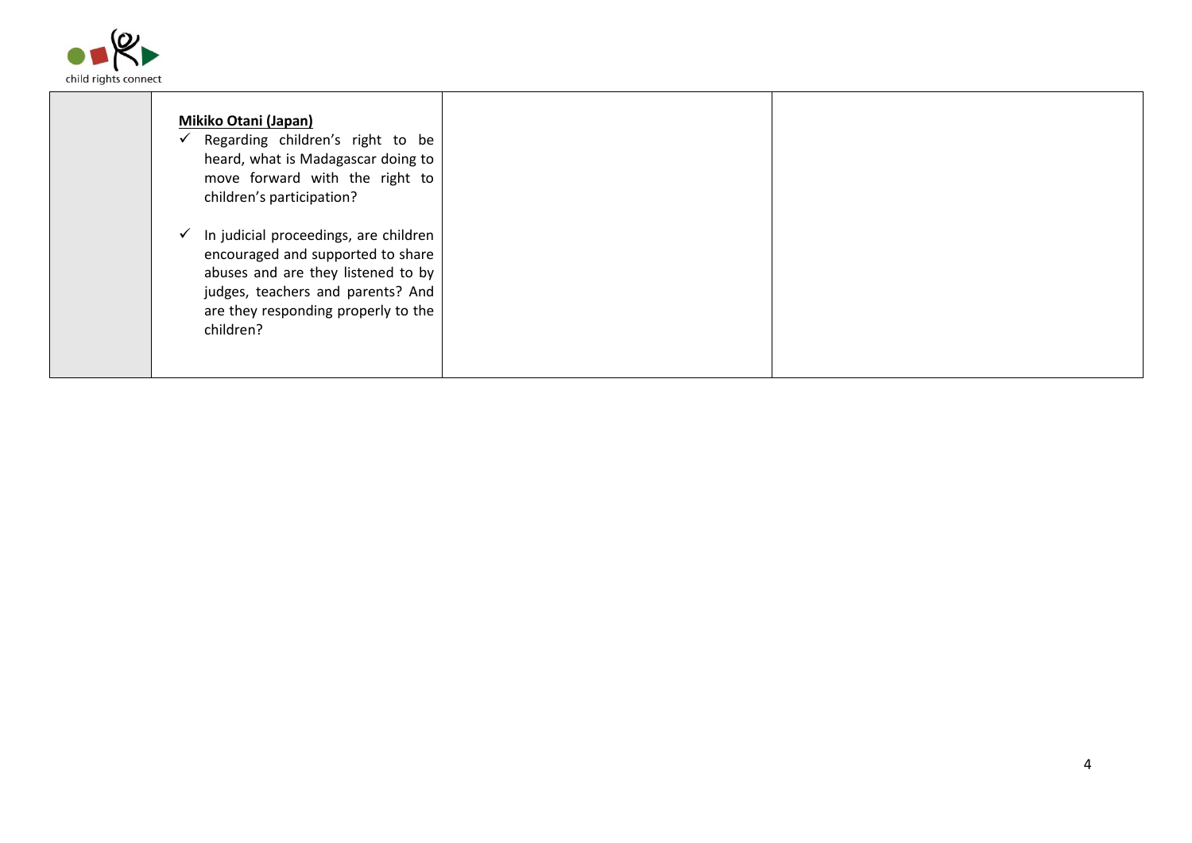|  | **Mikiko Otani (Japan)**<br>✓ Regarding children's right to be heard, what is Madagascar doing to move forward with the right to children's participation?<br><br>✓ In judicial proceedings, are children encouraged and supported to share abuses and are they listened to by judges, teachers and parents? And are they responding properly to the children? |  |  |
|---|---|---|---|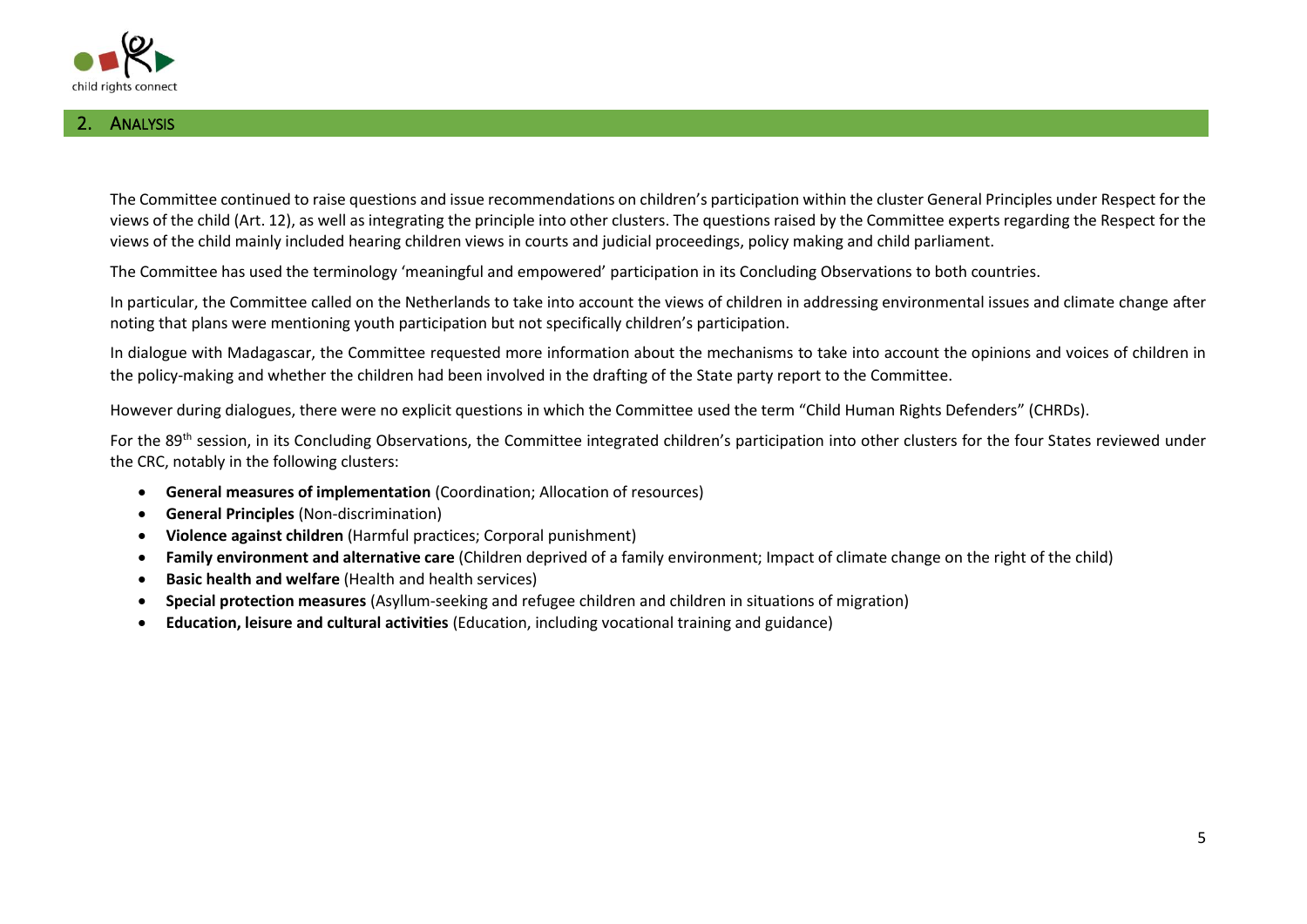## 2. Analysis

The Committee continued to raise questions and issue recommendations on children's participation within the cluster General Principles under Respect for the views of the child (Art. 12), as well as integrating the principle into other clusters. The questions raised by the Committee experts regarding the Respect for the views of the child mainly included hearing children views in courts and judicial proceedings, policy making and child parliament.

The Committee has used the terminology 'meaningful and empowered' participation in its Concluding Observations to both countries.

In particular, the Committee called on the Netherlands to take into account the views of children in addressing environmental issues and climate change after noting that plans were mentioning youth participation but not specifically children's participation.

In dialogue with Madagascar, the Committee requested more information about the mechanisms to take into account the opinions and voices of children in the policy-making and whether the children had been involved in the drafting of the State party report to the Committee.

However during dialogues, there were no explicit questions in which the Committee used the term "Child Human Rights Defenders" (CHRDs).

For the 89th session, in its Concluding Observations, the Committee integrated children's participation into other clusters for the four States reviewed under the CRC, notably in the following clusters:

- **General measures of implementation** (Coordination; Allocation of resources)
- **General Principles** (Non-discrimination)
- **Violence against children** (Harmful practices; Corporal punishment)
- **Family environment and alternative care** (Children deprived of a family environment; Impact of climate change on the right of the child)
- **Basic health and welfare** (Health and health services)
- **Special protection measures** (Asyllum-seeking and refugee children and children in situations of migration)
- **Education, leisure and cultural activities** (Education, including vocational training and guidance)